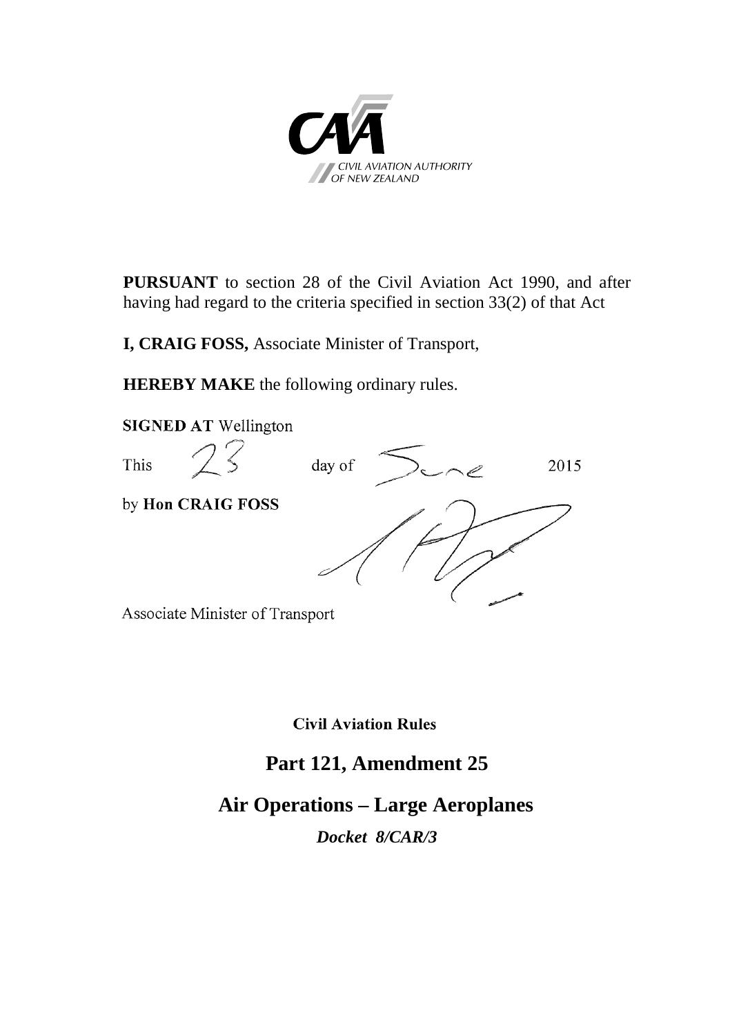CIVIL AVIATION AUTHORITY OF NEW ZEALAND

**PURSUANT** to section 28 of the Civil Aviation Act 1990, and after having had regard to the criteria specified in section 33(2) of that Act

**I, CRAIG FOSS,** Associate Minister of Transport,

**HEREBY MAKE** the following ordinary rules.

**SIGNED AT** Wellington

This 23 day of June 2015

by **Hon CRAIG FOSS**

Associate Minister of Transport

**Civil Aviation Rules**

# Part 121, Amendment 25

# Air Operations – Large Aeroplanes

***Docket 8/CAR/3***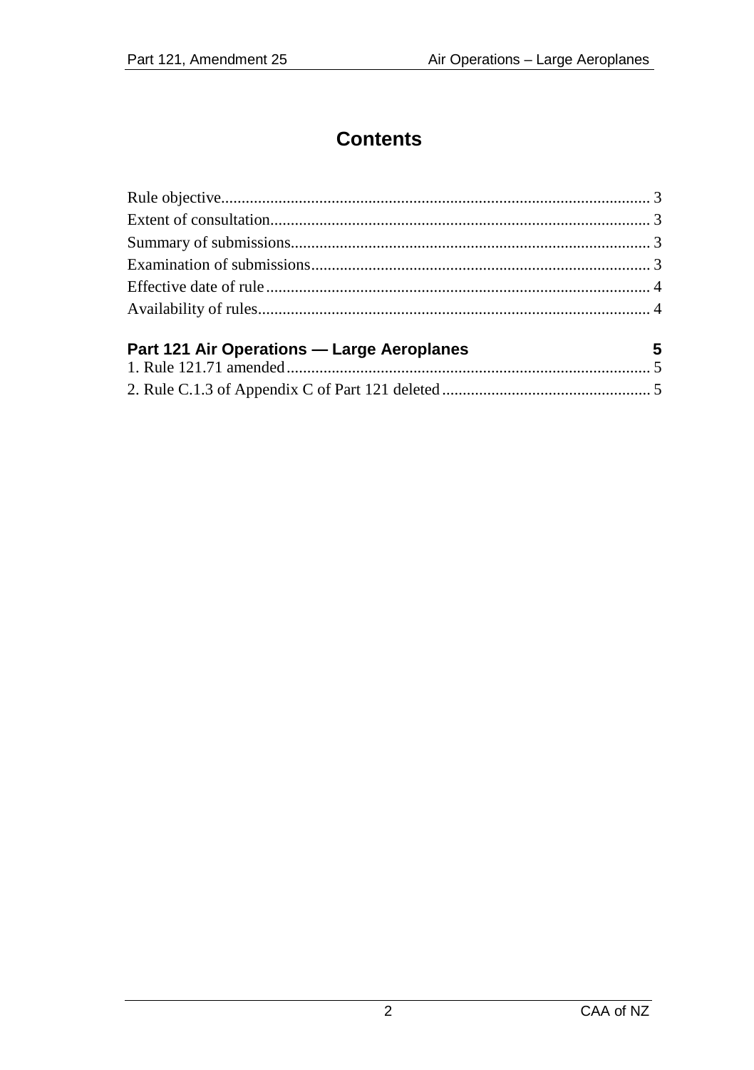# Contents

Rule objective........................................................................................................ 3
Extent of consultation............................................................................................ 3
Summary of submissions........................................................................................ 3
Examination of submissions................................................................................... 3
Effective date of rule.............................................................................................. 4
Availability of rules................................................................................................ 4

**Part 121 Air Operations — Large Aeroplanes** **5**

1. Rule 121.71 amended......................................................................................... 5
2. Rule C.1.3 of Appendix C of Part 121 deleted.................................................... 5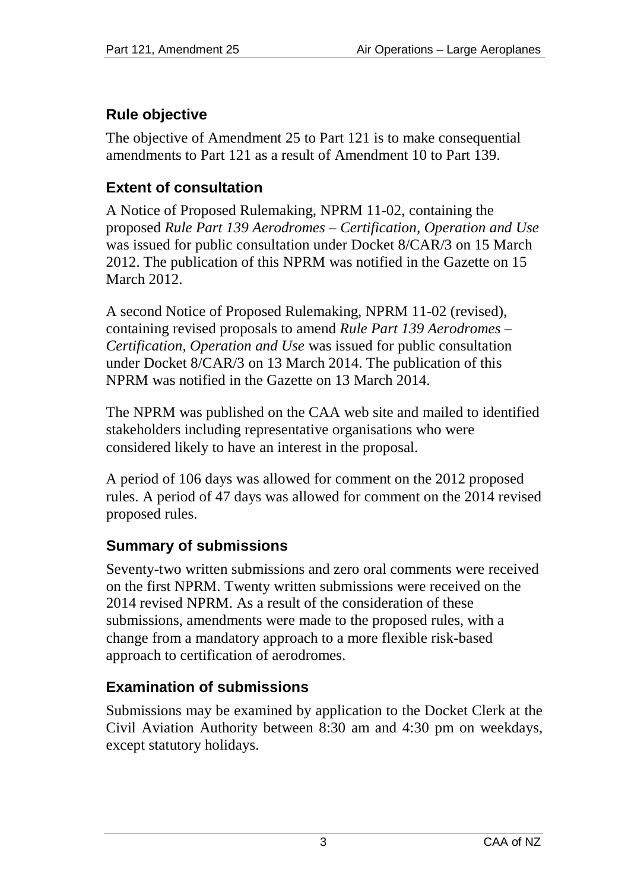## Rule objective

The objective of Amendment 25 to Part 121 is to make consequential amendments to Part 121 as a result of Amendment 10 to Part 139.

## Extent of consultation

A Notice of Proposed Rulemaking, NPRM 11-02, containing the proposed *Rule Part 139 Aerodromes – Certification, Operation and Use* was issued for public consultation under Docket 8/CAR/3 on 15 March 2012. The publication of this NPRM was notified in the Gazette on 15 March 2012.

A second Notice of Proposed Rulemaking, NPRM 11-02 (revised), containing revised proposals to amend *Rule Part 139 Aerodromes – Certification, Operation and Use* was issued for public consultation under Docket 8/CAR/3 on 13 March 2014. The publication of this NPRM was notified in the Gazette on 13 March 2014.

The NPRM was published on the CAA web site and mailed to identified stakeholders including representative organisations who were considered likely to have an interest in the proposal.

A period of 106 days was allowed for comment on the 2012 proposed rules. A period of 47 days was allowed for comment on the 2014 revised proposed rules.

## Summary of submissions

Seventy-two written submissions and zero oral comments were received on the first NPRM. Twenty written submissions were received on the 2014 revised NPRM. As a result of the consideration of these submissions, amendments were made to the proposed rules, with a change from a mandatory approach to a more flexible risk-based approach to certification of aerodromes.

## Examination of submissions

Submissions may be examined by application to the Docket Clerk at the Civil Aviation Authority between 8:30 am and 4:30 pm on weekdays, except statutory holidays.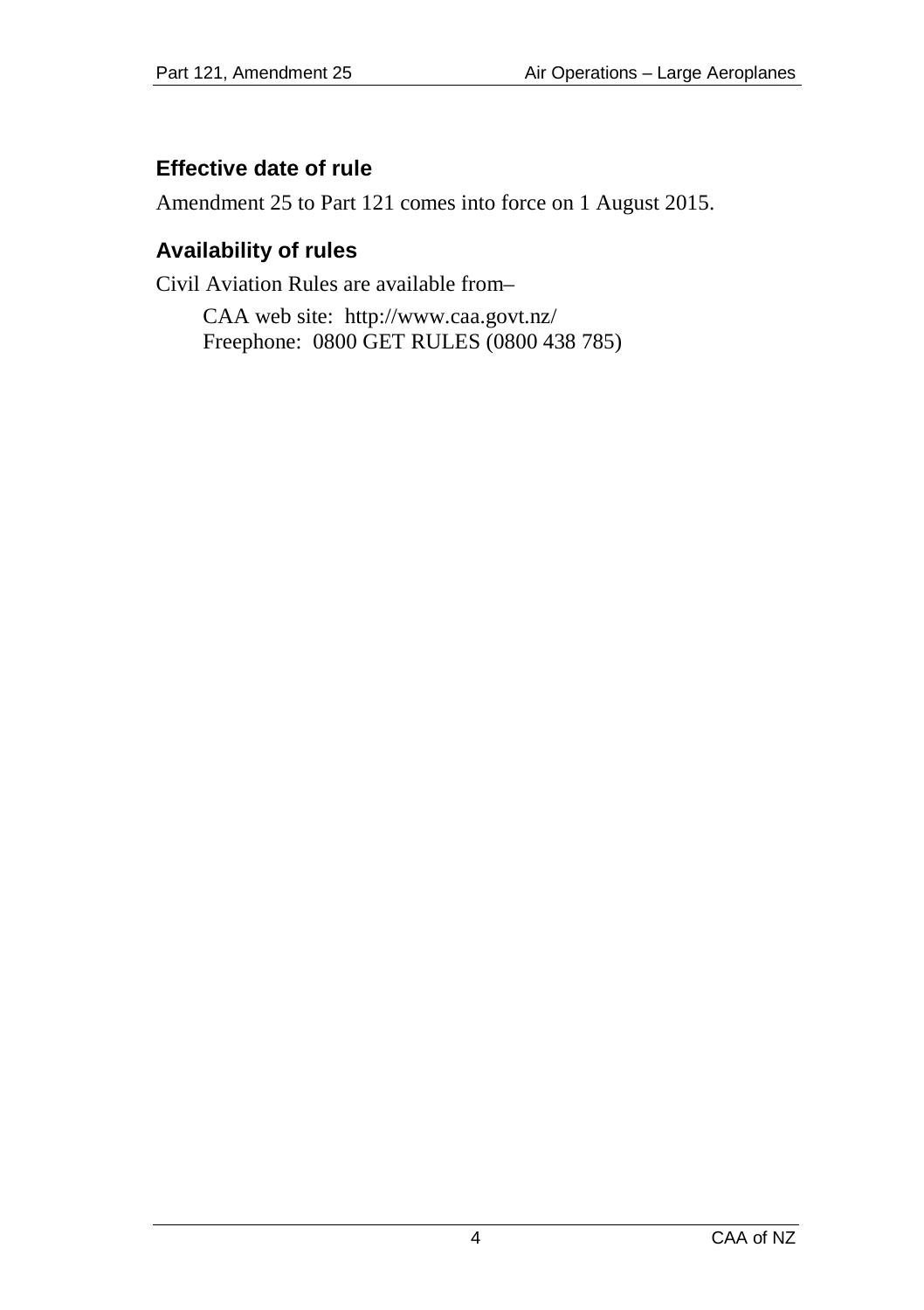## Effective date of rule

Amendment 25 to Part 121 comes into force on 1 August 2015.

## Availability of rules

Civil Aviation Rules are available from–

CAA web site: http://www.caa.govt.nz/
Freephone: 0800 GET RULES (0800 438 785)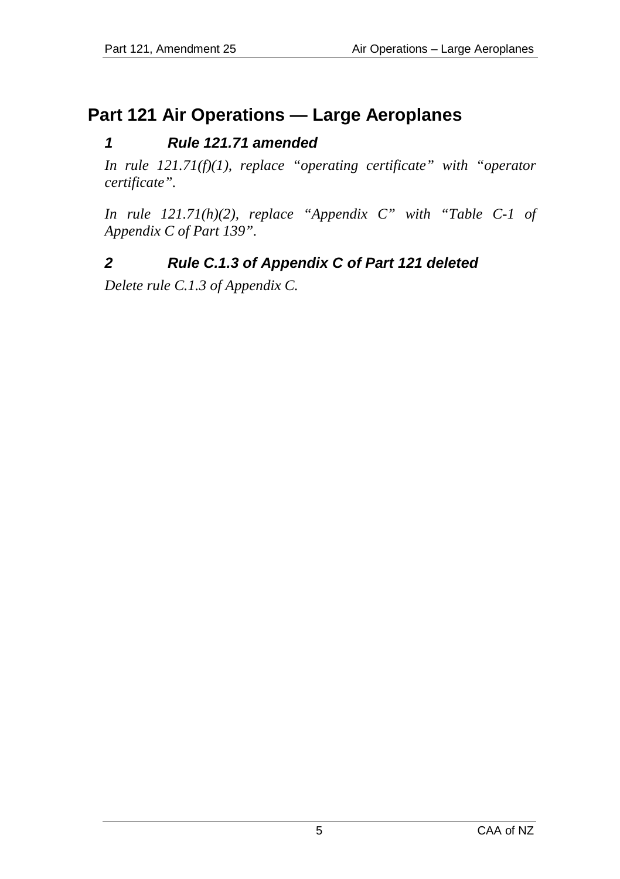# Part 121 Air Operations — Large Aeroplanes

## *1 Rule 121.71 amended*

*In rule 121.71(f)(1), replace "operating certificate" with "operator certificate".*

*In rule 121.71(h)(2), replace "Appendix C" with "Table C-1 of Appendix C of Part 139".*

## *2 Rule C.1.3 of Appendix C of Part 121 deleted*

*Delete rule C.1.3 of Appendix C.*